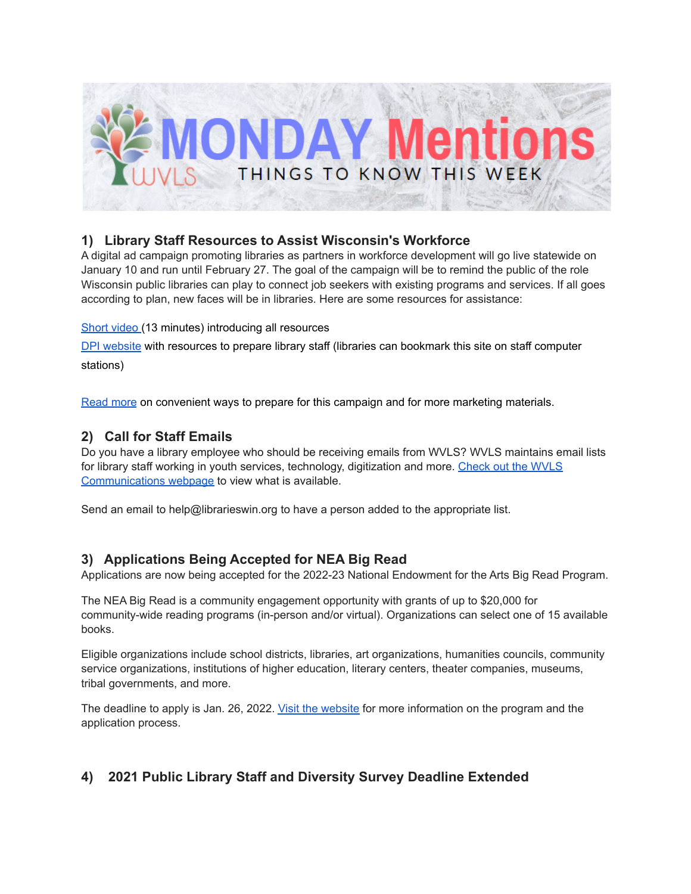# MONDAY Mentions

THINGS TO KNOW THIS WEEK

## 1) Library Staff Resources to Assist Wisconsin's Workforce

A digital ad campaign promoting libraries as partners in workforce development will go live statewide on January 10 and run until February 27. The goal of the campaign will be to remind the public of the role Wisconsin public libraries can play to connect job seekers with existing programs and services. If all goes according to plan, new faces will be in libraries. Here are some resources for assistance:

Short video (13 minutes) introducing all resources

DPI website with resources to prepare library staff (libraries can bookmark this site on staff computer stations)

Read more on convenient ways to prepare for this campaign and for more marketing materials.

## 2) Call for Staff Emails

Do you have a library employee who should be receiving emails from WVLS? WVLS maintains email lists for library staff working in youth services, technology, digitization and more. Check out the WVLS Communications webpage to view what is available.

Send an email to help@librarieswin.org to have a person added to the appropriate list.

## 3) Applications Being Accepted for NEA Big Read

Applications are now being accepted for the 2022-23 National Endowment for the Arts Big Read Program.

The NEA Big Read is a community engagement opportunity with grants of up to $20,000 for community-wide reading programs (in-person and/or virtual). Organizations can select one of 15 available books.

Eligible organizations include school districts, libraries, art organizations, humanities councils, community service organizations, institutions of higher education, literary centers, theater companies, museums, tribal governments, and more.

The deadline to apply is Jan. 26, 2022. Visit the website for more information on the program and the application process.

## 4) 2021 Public Library Staff and Diversity Survey Deadline Extended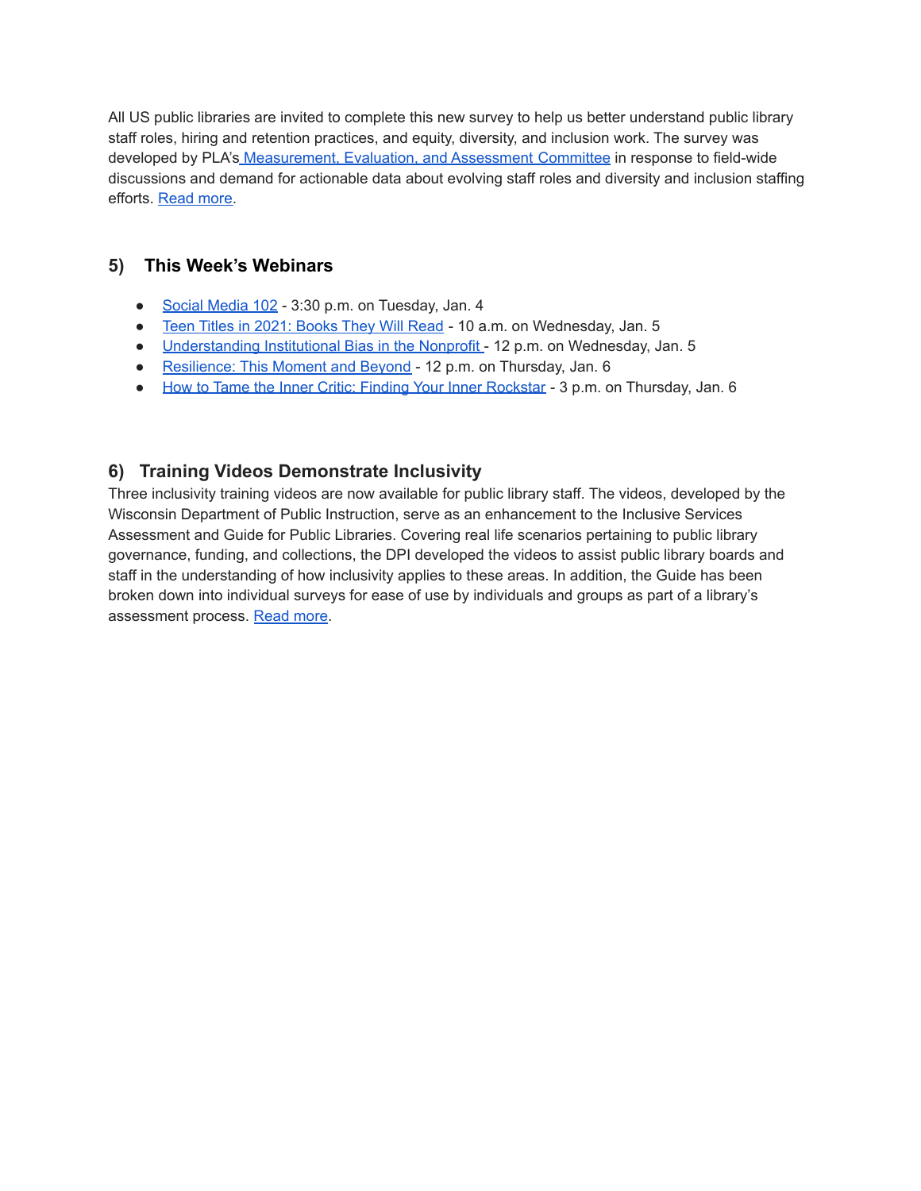All US public libraries are invited to complete this new survey to help us better understand public library staff roles, hiring and retention practices, and equity, diversity, and inclusion work. The survey was developed by PLA's Measurement, Evaluation, and Assessment Committee in response to field-wide discussions and demand for actionable data about evolving staff roles and diversity and inclusion staffing efforts. Read more.

## 5) This Week's Webinars

- Social Media 102 - 3:30 p.m. on Tuesday, Jan. 4
- Teen Titles in 2021: Books They Will Read - 10 a.m. on Wednesday, Jan. 5
- Understanding Institutional Bias in the Nonprofit - 12 p.m. on Wednesday, Jan. 5
- Resilience: This Moment and Beyond - 12 p.m. on Thursday, Jan. 6
- How to Tame the Inner Critic: Finding Your Inner Rockstar - 3 p.m. on Thursday, Jan. 6

## 6) Training Videos Demonstrate Inclusivity

Three inclusivity training videos are now available for public library staff. The videos, developed by the Wisconsin Department of Public Instruction, serve as an enhancement to the Inclusive Services Assessment and Guide for Public Libraries. Covering real life scenarios pertaining to public library governance, funding, and collections, the DPI developed the videos to assist public library boards and staff in the understanding of how inclusivity applies to these areas. In addition, the Guide has been broken down into individual surveys for ease of use by individuals and groups as part of a library's assessment process. Read more.